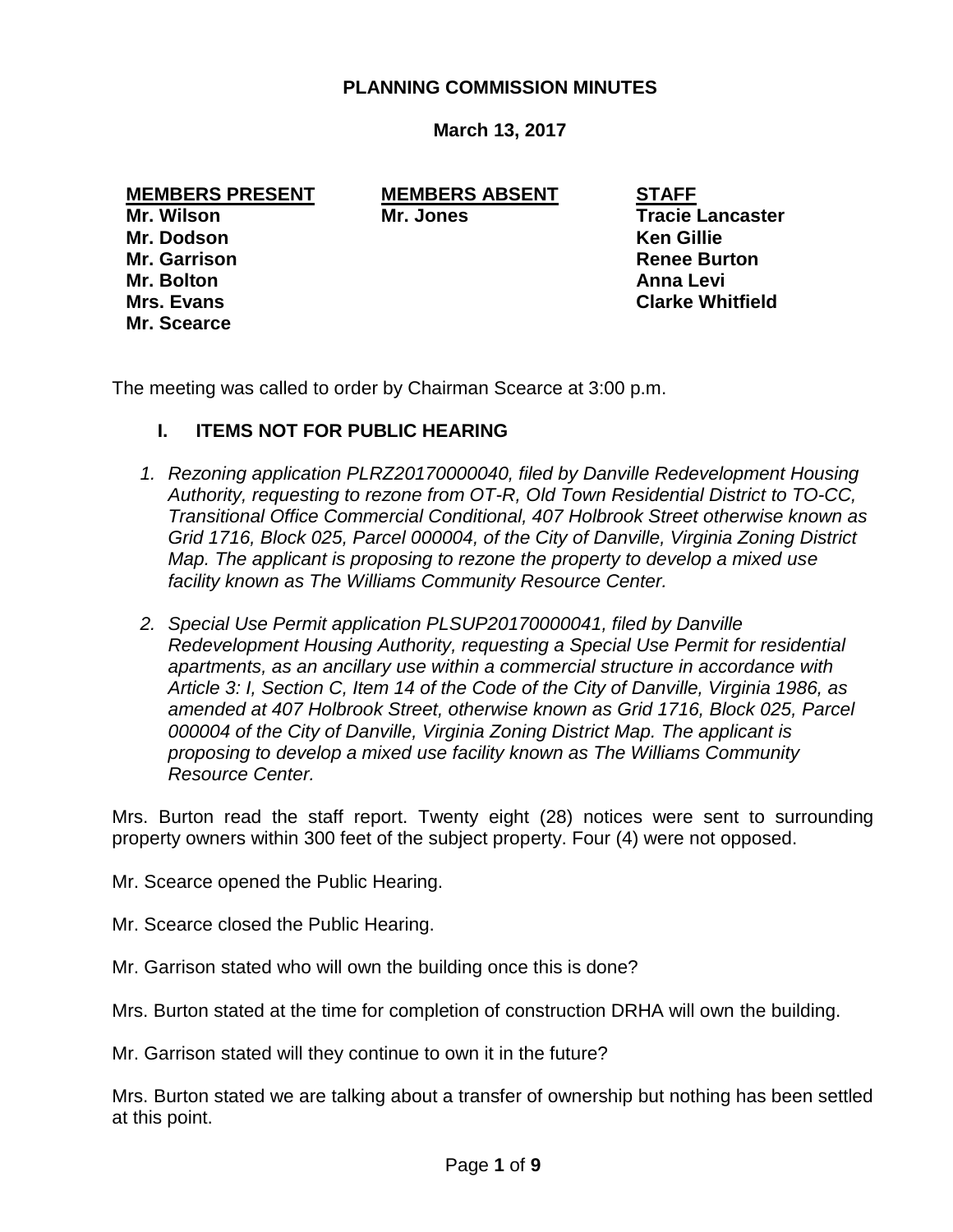# PLANNING COMMISSION MINUTES

**March 13, 2017**

| **MEMBERS PRESENT** | **MEMBERS ABSENT** | **STAFF** |
|---|---|---|
| **Mr. Wilson** | **Mr. Jones** | **Tracie Lancaster** |
| **Mr. Dodson** | | **Ken Gillie** |
| **Mr. Garrison** | | **Renee Burton** |
| **Mr. Bolton** | | **Anna Levi** |
| **Mrs. Evans** | | **Clarke Whitfield** |
| **Mr. Scearce** | | |

The meeting was called to order by Chairman Scearce at 3:00 p.m.

## I. ITEMS NOT FOR PUBLIC HEARING

1. *Rezoning application PLRZ20170000040, filed by Danville Redevelopment Housing Authority, requesting to rezone from OT-R, Old Town Residential District to TO-CC, Transitional Office Commercial Conditional, 407 Holbrook Street otherwise known as Grid 1716, Block 025, Parcel 000004, of the City of Danville, Virginia Zoning District Map. The applicant is proposing to rezone the property to develop a mixed use facility known as The Williams Community Resource Center.*

2. *Special Use Permit application PLSUP20170000041, filed by Danville Redevelopment Housing Authority, requesting a Special Use Permit for residential apartments, as an ancillary use within a commercial structure in accordance with Article 3: I, Section C, Item 14 of the Code of the City of Danville, Virginia 1986, as amended at 407 Holbrook Street, otherwise known as Grid 1716, Block 025, Parcel 000004 of the City of Danville, Virginia Zoning District Map. The applicant is proposing to develop a mixed use facility known as The Williams Community Resource Center.*

Mrs. Burton read the staff report. Twenty eight (28) notices were sent to surrounding property owners within 300 feet of the subject property. Four (4) were not opposed.

Mr. Scearce opened the Public Hearing.

Mr. Scearce closed the Public Hearing.

Mr. Garrison stated who will own the building once this is done?

Mrs. Burton stated at the time for completion of construction DRHA will own the building.

Mr. Garrison stated will they continue to own it in the future?

Mrs. Burton stated we are talking about a transfer of ownership but nothing has been settled at this point.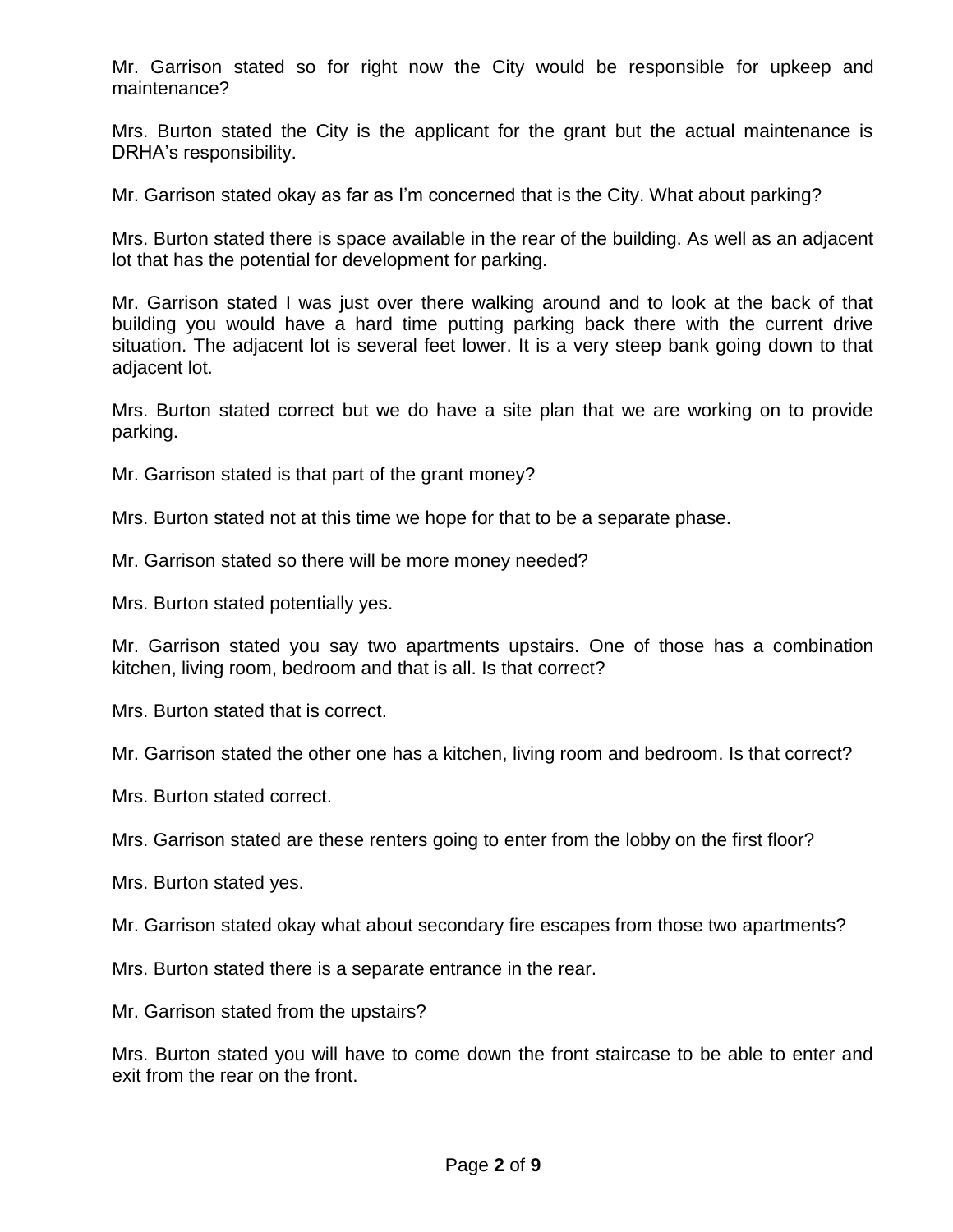Mr. Garrison stated so for right now the City would be responsible for upkeep and maintenance?

Mrs. Burton stated the City is the applicant for the grant but the actual maintenance is DRHA's responsibility.

Mr. Garrison stated okay as far as I'm concerned that is the City. What about parking?

Mrs. Burton stated there is space available in the rear of the building. As well as an adjacent lot that has the potential for development for parking.

Mr. Garrison stated I was just over there walking around and to look at the back of that building you would have a hard time putting parking back there with the current drive situation. The adjacent lot is several feet lower. It is a very steep bank going down to that adjacent lot.

Mrs. Burton stated correct but we do have a site plan that we are working on to provide parking.

Mr. Garrison stated is that part of the grant money?

Mrs. Burton stated not at this time we hope for that to be a separate phase.

Mr. Garrison stated so there will be more money needed?

Mrs. Burton stated potentially yes.

Mr. Garrison stated you say two apartments upstairs. One of those has a combination kitchen, living room, bedroom and that is all. Is that correct?

Mrs. Burton stated that is correct.

Mr. Garrison stated the other one has a kitchen, living room and bedroom. Is that correct?

Mrs. Burton stated correct.

Mrs. Garrison stated are these renters going to enter from the lobby on the first floor?

Mrs. Burton stated yes.

Mr. Garrison stated okay what about secondary fire escapes from those two apartments?

Mrs. Burton stated there is a separate entrance in the rear.

Mr. Garrison stated from the upstairs?

Mrs. Burton stated you will have to come down the front staircase to be able to enter and exit from the rear on the front.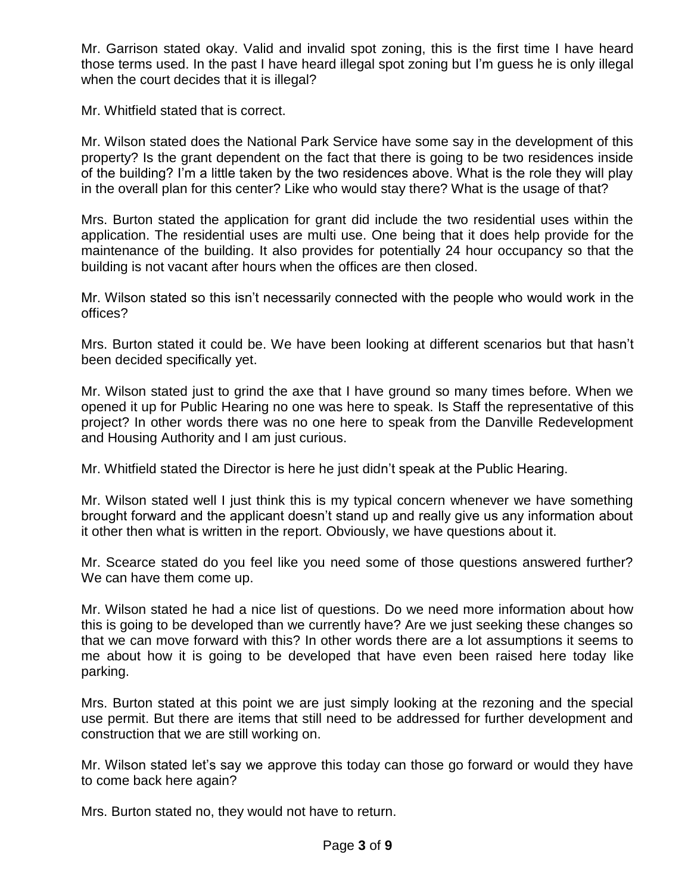Mr. Garrison stated okay. Valid and invalid spot zoning, this is the first time I have heard those terms used. In the past I have heard illegal spot zoning but I'm guess he is only illegal when the court decides that it is illegal?

Mr. Whitfield stated that is correct.

Mr. Wilson stated does the National Park Service have some say in the development of this property? Is the grant dependent on the fact that there is going to be two residences inside of the building? I'm a little taken by the two residences above. What is the role they will play in the overall plan for this center? Like who would stay there? What is the usage of that?

Mrs. Burton stated the application for grant did include the two residential uses within the application. The residential uses are multi use. One being that it does help provide for the maintenance of the building. It also provides for potentially 24 hour occupancy so that the building is not vacant after hours when the offices are then closed.

Mr. Wilson stated so this isn't necessarily connected with the people who would work in the offices?

Mrs. Burton stated it could be. We have been looking at different scenarios but that hasn't been decided specifically yet.

Mr. Wilson stated just to grind the axe that I have ground so many times before. When we opened it up for Public Hearing no one was here to speak. Is Staff the representative of this project? In other words there was no one here to speak from the Danville Redevelopment and Housing Authority and I am just curious.

Mr. Whitfield stated the Director is here he just didn't speak at the Public Hearing.

Mr. Wilson stated well I just think this is my typical concern whenever we have something brought forward and the applicant doesn't stand up and really give us any information about it other then what is written in the report. Obviously, we have questions about it.

Mr. Scearce stated do you feel like you need some of those questions answered further? We can have them come up.

Mr. Wilson stated he had a nice list of questions. Do we need more information about how this is going to be developed than we currently have? Are we just seeking these changes so that we can move forward with this? In other words there are a lot assumptions it seems to me about how it is going to be developed that have even been raised here today like parking.

Mrs. Burton stated at this point we are just simply looking at the rezoning and the special use permit. But there are items that still need to be addressed for further development and construction that we are still working on.

Mr. Wilson stated let's say we approve this today can those go forward or would they have to come back here again?

Mrs. Burton stated no, they would not have to return.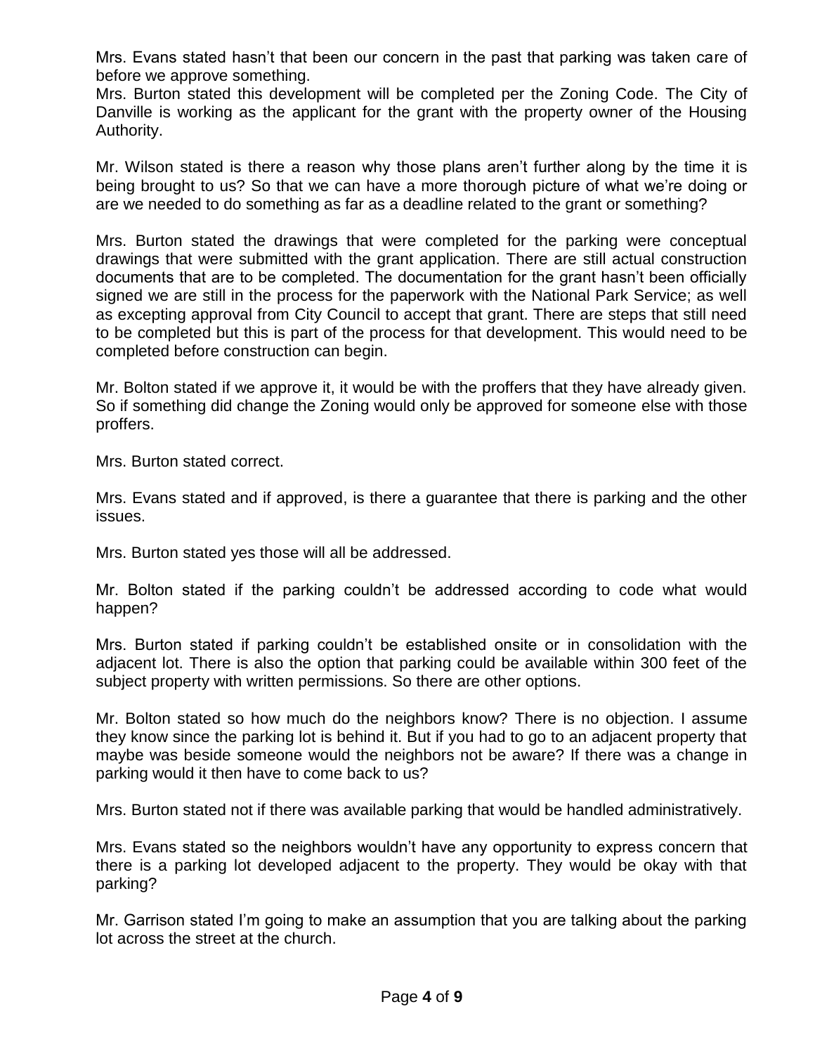Mrs. Evans stated hasn't that been our concern in the past that parking was taken care of before we approve something.
Mrs. Burton stated this development will be completed per the Zoning Code. The City of Danville is working as the applicant for the grant with the property owner of the Housing Authority.

Mr. Wilson stated is there a reason why those plans aren't further along by the time it is being brought to us? So that we can have a more thorough picture of what we're doing or are we needed to do something as far as a deadline related to the grant or something?

Mrs. Burton stated the drawings that were completed for the parking were conceptual drawings that were submitted with the grant application. There are still actual construction documents that are to be completed. The documentation for the grant hasn't been officially signed we are still in the process for the paperwork with the National Park Service; as well as excepting approval from City Council to accept that grant. There are steps that still need to be completed but this is part of the process for that development. This would need to be completed before construction can begin.

Mr. Bolton stated if we approve it, it would be with the proffers that they have already given. So if something did change the Zoning would only be approved for someone else with those proffers.

Mrs. Burton stated correct.

Mrs. Evans stated and if approved, is there a guarantee that there is parking and the other issues.

Mrs. Burton stated yes those will all be addressed.

Mr. Bolton stated if the parking couldn't be addressed according to code what would happen?

Mrs. Burton stated if parking couldn't be established onsite or in consolidation with the adjacent lot. There is also the option that parking could be available within 300 feet of the subject property with written permissions. So there are other options.

Mr. Bolton stated so how much do the neighbors know? There is no objection. I assume they know since the parking lot is behind it. But if you had to go to an adjacent property that maybe was beside someone would the neighbors not be aware? If there was a change in parking would it then have to come back to us?

Mrs. Burton stated not if there was available parking that would be handled administratively.

Mrs. Evans stated so the neighbors wouldn't have any opportunity to express concern that there is a parking lot developed adjacent to the property. They would be okay with that parking?

Mr. Garrison stated I'm going to make an assumption that you are talking about the parking lot across the street at the church.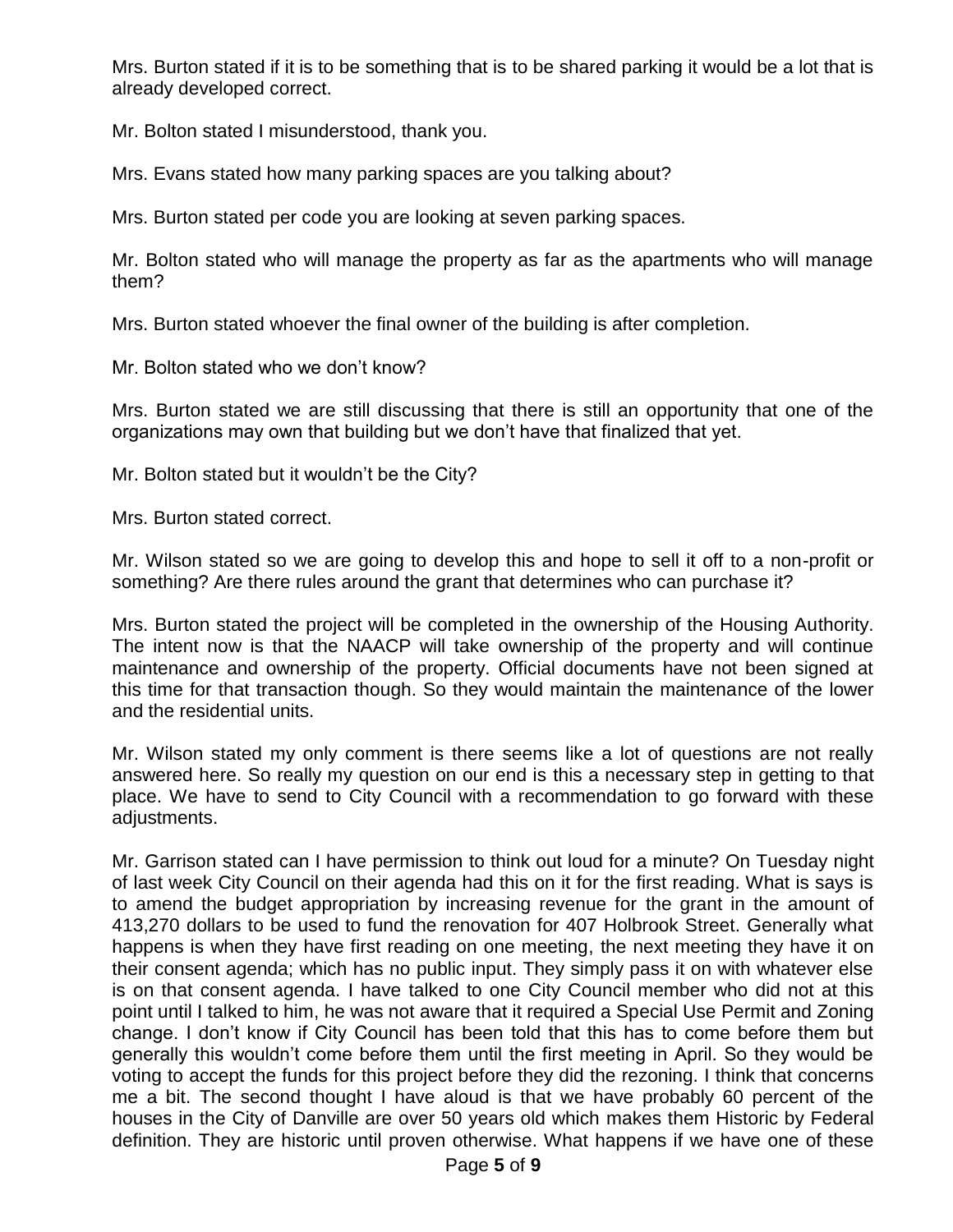Mrs. Burton stated if it is to be something that is to be shared parking it would be a lot that is already developed correct.

Mr. Bolton stated I misunderstood, thank you.

Mrs. Evans stated how many parking spaces are you talking about?

Mrs. Burton stated per code you are looking at seven parking spaces.

Mr. Bolton stated who will manage the property as far as the apartments who will manage them?

Mrs. Burton stated whoever the final owner of the building is after completion.

Mr. Bolton stated who we don't know?

Mrs. Burton stated we are still discussing that there is still an opportunity that one of the organizations may own that building but we don't have that finalized that yet.

Mr. Bolton stated but it wouldn't be the City?

Mrs. Burton stated correct.

Mr. Wilson stated so we are going to develop this and hope to sell it off to a non-profit or something? Are there rules around the grant that determines who can purchase it?

Mrs. Burton stated the project will be completed in the ownership of the Housing Authority. The intent now is that the NAACP will take ownership of the property and will continue maintenance and ownership of the property. Official documents have not been signed at this time for that transaction though. So they would maintain the maintenance of the lower and the residential units.

Mr. Wilson stated my only comment is there seems like a lot of questions are not really answered here. So really my question on our end is this a necessary step in getting to that place. We have to send to City Council with a recommendation to go forward with these adjustments.

Mr. Garrison stated can I have permission to think out loud for a minute? On Tuesday night of last week City Council on their agenda had this on it for the first reading. What is says is to amend the budget appropriation by increasing revenue for the grant in the amount of 413,270 dollars to be used to fund the renovation for 407 Holbrook Street. Generally what happens is when they have first reading on one meeting, the next meeting they have it on their consent agenda; which has no public input. They simply pass it on with whatever else is on that consent agenda. I have talked to one City Council member who did not at this point until I talked to him, he was not aware that it required a Special Use Permit and Zoning change. I don't know if City Council has been told that this has to come before them but generally this wouldn't come before them until the first meeting in April. So they would be voting to accept the funds for this project before they did the rezoning. I think that concerns me a bit. The second thought I have aloud is that we have probably 60 percent of the houses in the City of Danville are over 50 years old which makes them Historic by Federal definition. They are historic until proven otherwise. What happens if we have one of these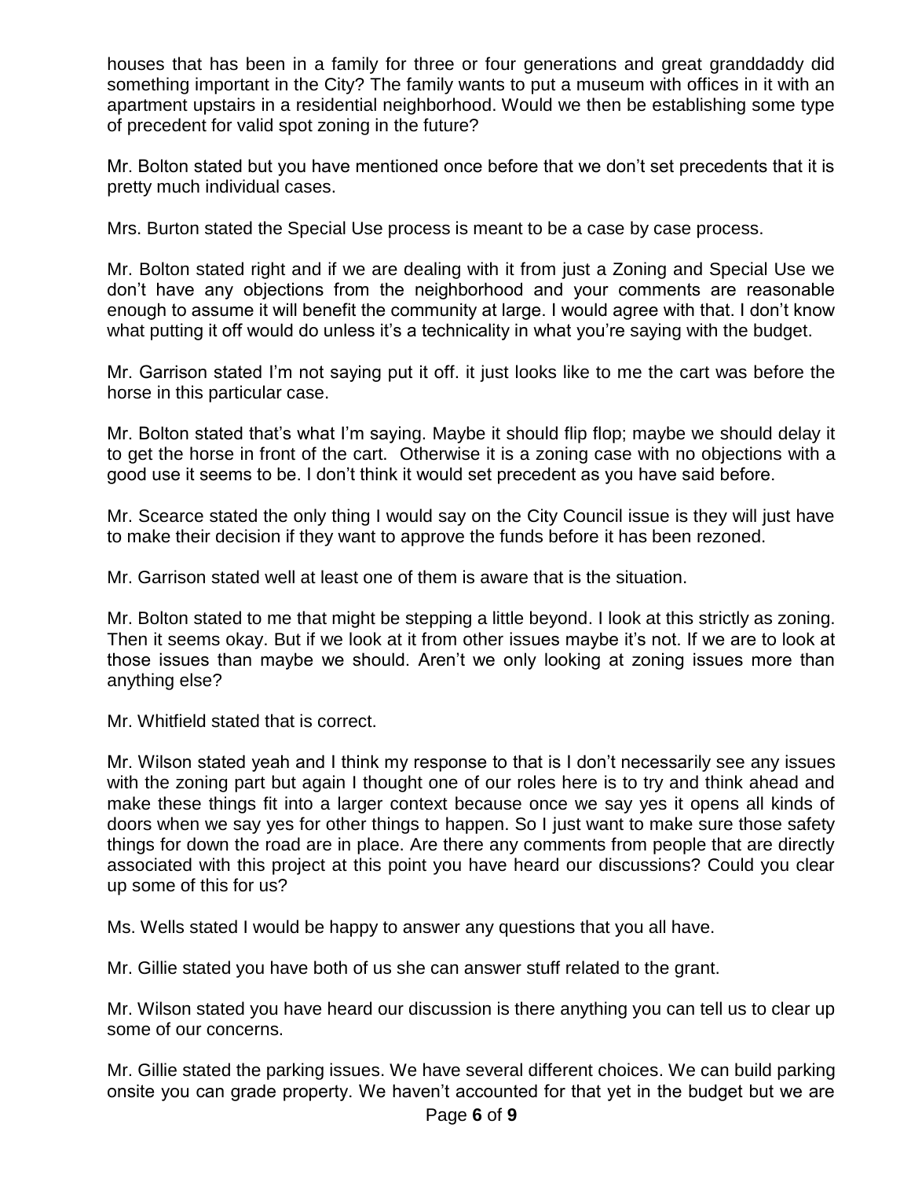houses that has been in a family for three or four generations and great granddaddy did something important in the City? The family wants to put a museum with offices in it with an apartment upstairs in a residential neighborhood. Would we then be establishing some type of precedent for valid spot zoning in the future?

Mr. Bolton stated but you have mentioned once before that we don't set precedents that it is pretty much individual cases.

Mrs. Burton stated the Special Use process is meant to be a case by case process.

Mr. Bolton stated right and if we are dealing with it from just a Zoning and Special Use we don't have any objections from the neighborhood and your comments are reasonable enough to assume it will benefit the community at large. I would agree with that. I don't know what putting it off would do unless it's a technicality in what you're saying with the budget.

Mr. Garrison stated I'm not saying put it off. it just looks like to me the cart was before the horse in this particular case.

Mr. Bolton stated that's what I'm saying. Maybe it should flip flop; maybe we should delay it to get the horse in front of the cart. Otherwise it is a zoning case with no objections with a good use it seems to be. I don't think it would set precedent as you have said before.

Mr. Scearce stated the only thing I would say on the City Council issue is they will just have to make their decision if they want to approve the funds before it has been rezoned.

Mr. Garrison stated well at least one of them is aware that is the situation.

Mr. Bolton stated to me that might be stepping a little beyond. I look at this strictly as zoning. Then it seems okay. But if we look at it from other issues maybe it's not. If we are to look at those issues than maybe we should. Aren't we only looking at zoning issues more than anything else?

Mr. Whitfield stated that is correct.

Mr. Wilson stated yeah and I think my response to that is I don't necessarily see any issues with the zoning part but again I thought one of our roles here is to try and think ahead and make these things fit into a larger context because once we say yes it opens all kinds of doors when we say yes for other things to happen. So I just want to make sure those safety things for down the road are in place. Are there any comments from people that are directly associated with this project at this point you have heard our discussions? Could you clear up some of this for us?

Ms. Wells stated I would be happy to answer any questions that you all have.

Mr. Gillie stated you have both of us she can answer stuff related to the grant.

Mr. Wilson stated you have heard our discussion is there anything you can tell us to clear up some of our concerns.

Mr. Gillie stated the parking issues. We have several different choices. We can build parking onsite you can grade property. We haven't accounted for that yet in the budget but we are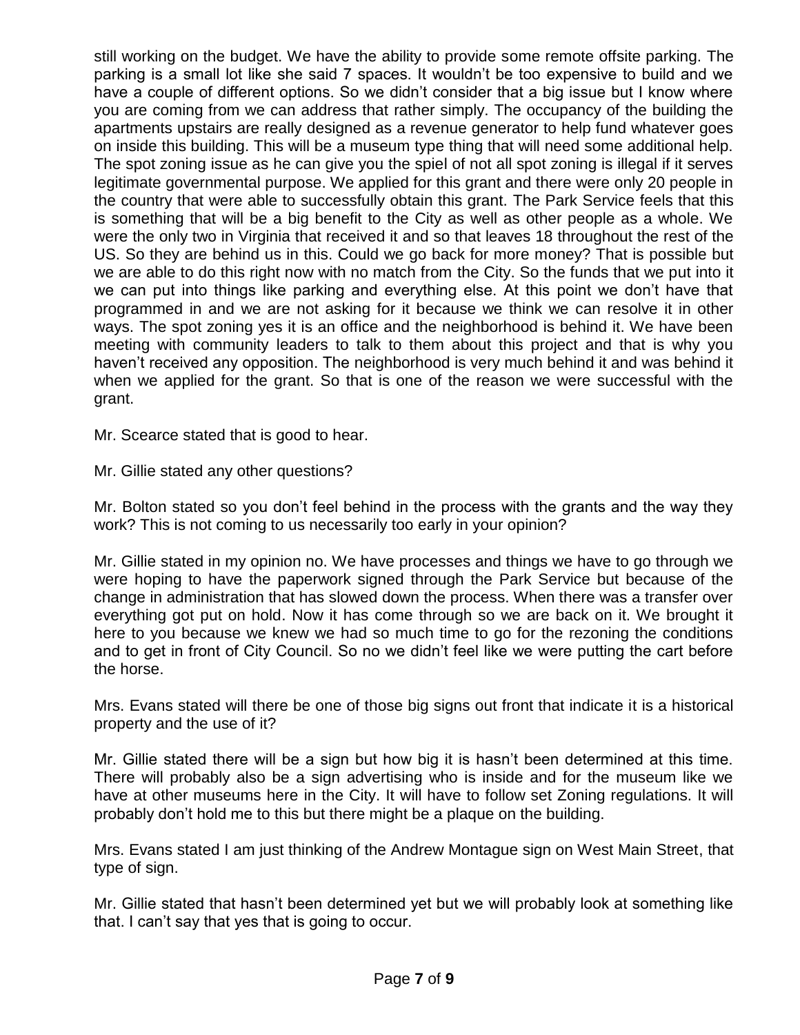still working on the budget. We have the ability to provide some remote offsite parking. The parking is a small lot like she said 7 spaces. It wouldn't be too expensive to build and we have a couple of different options. So we didn't consider that a big issue but I know where you are coming from we can address that rather simply. The occupancy of the building the apartments upstairs are really designed as a revenue generator to help fund whatever goes on inside this building. This will be a museum type thing that will need some additional help. The spot zoning issue as he can give you the spiel of not all spot zoning is illegal if it serves legitimate governmental purpose. We applied for this grant and there were only 20 people in the country that were able to successfully obtain this grant. The Park Service feels that this is something that will be a big benefit to the City as well as other people as a whole. We were the only two in Virginia that received it and so that leaves 18 throughout the rest of the US. So they are behind us in this. Could we go back for more money? That is possible but we are able to do this right now with no match from the City. So the funds that we put into it we can put into things like parking and everything else. At this point we don't have that programmed in and we are not asking for it because we think we can resolve it in other ways. The spot zoning yes it is an office and the neighborhood is behind it. We have been meeting with community leaders to talk to them about this project and that is why you haven't received any opposition. The neighborhood is very much behind it and was behind it when we applied for the grant. So that is one of the reason we were successful with the grant.

Mr. Scearce stated that is good to hear.

Mr. Gillie stated any other questions?

Mr. Bolton stated so you don't feel behind in the process with the grants and the way they work? This is not coming to us necessarily too early in your opinion?

Mr. Gillie stated in my opinion no. We have processes and things we have to go through we were hoping to have the paperwork signed through the Park Service but because of the change in administration that has slowed down the process. When there was a transfer over everything got put on hold. Now it has come through so we are back on it. We brought it here to you because we knew we had so much time to go for the rezoning the conditions and to get in front of City Council. So no we didn't feel like we were putting the cart before the horse.

Mrs. Evans stated will there be one of those big signs out front that indicate it is a historical property and the use of it?

Mr. Gillie stated there will be a sign but how big it is hasn't been determined at this time. There will probably also be a sign advertising who is inside and for the museum like we have at other museums here in the City. It will have to follow set Zoning regulations. It will probably don't hold me to this but there might be a plaque on the building.

Mrs. Evans stated I am just thinking of the Andrew Montague sign on West Main Street, that type of sign.

Mr. Gillie stated that hasn't been determined yet but we will probably look at something like that. I can't say that yes that is going to occur.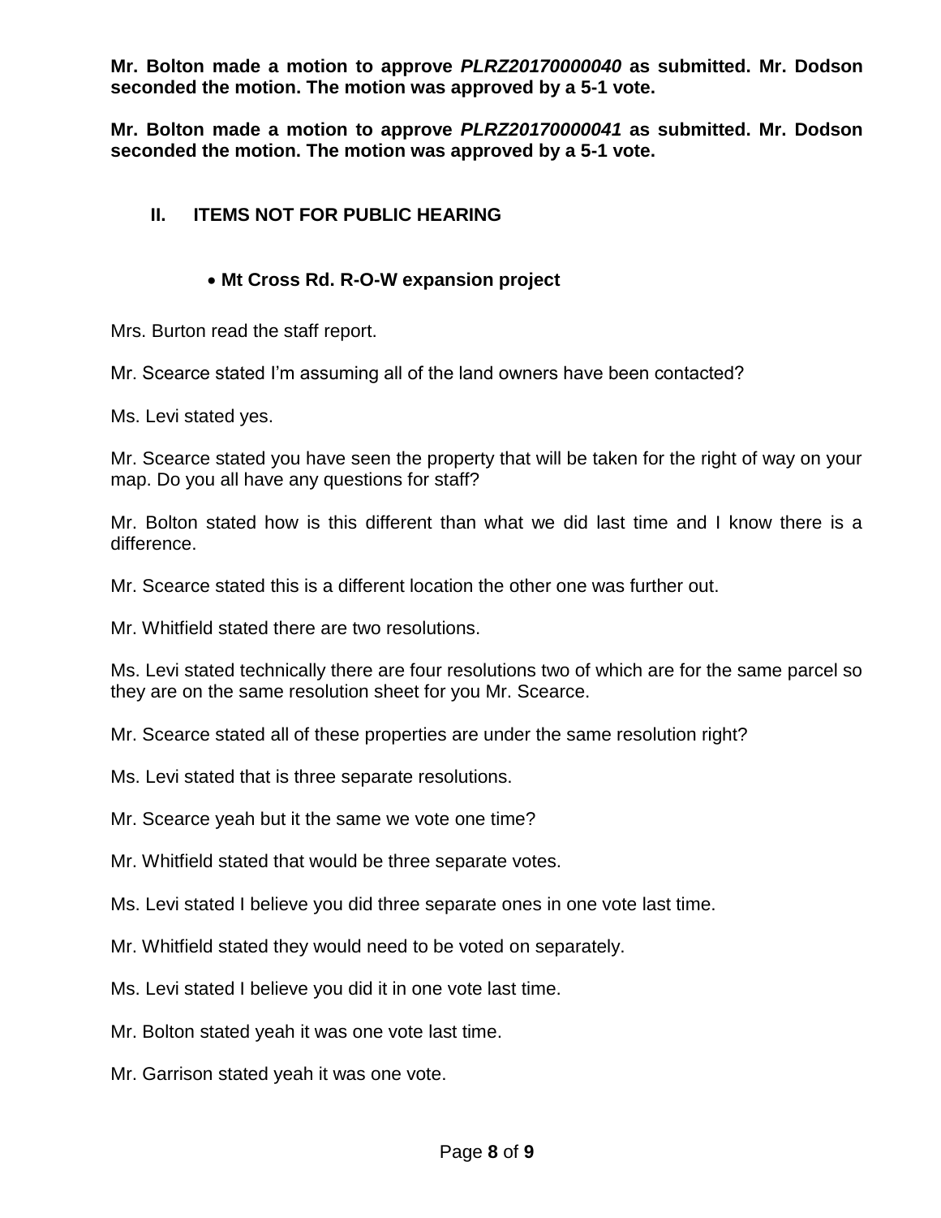**Mr. Bolton made a motion to approve *PLRZ20170000040* as submitted. Mr. Dodson seconded the motion. The motion was approved by a 5-1 vote.**

**Mr. Bolton made a motion to approve *PLRZ20170000041* as submitted. Mr. Dodson seconded the motion. The motion was approved by a 5-1 vote.**

## II. ITEMS NOT FOR PUBLIC HEARING

- **Mt Cross Rd. R-O-W expansion project**

Mrs. Burton read the staff report.

Mr. Scearce stated I'm assuming all of the land owners have been contacted?

Ms. Levi stated yes.

Mr. Scearce stated you have seen the property that will be taken for the right of way on your map. Do you all have any questions for staff?

Mr. Bolton stated how is this different than what we did last time and I know there is a difference.

Mr. Scearce stated this is a different location the other one was further out.

Mr. Whitfield stated there are two resolutions.

Ms. Levi stated technically there are four resolutions two of which are for the same parcel so they are on the same resolution sheet for you Mr. Scearce.

Mr. Scearce stated all of these properties are under the same resolution right?

Ms. Levi stated that is three separate resolutions.

Mr. Scearce yeah but it the same we vote one time?

Mr. Whitfield stated that would be three separate votes.

Ms. Levi stated I believe you did three separate ones in one vote last time.

Mr. Whitfield stated they would need to be voted on separately.

Ms. Levi stated I believe you did it in one vote last time.

Mr. Bolton stated yeah it was one vote last time.

Mr. Garrison stated yeah it was one vote.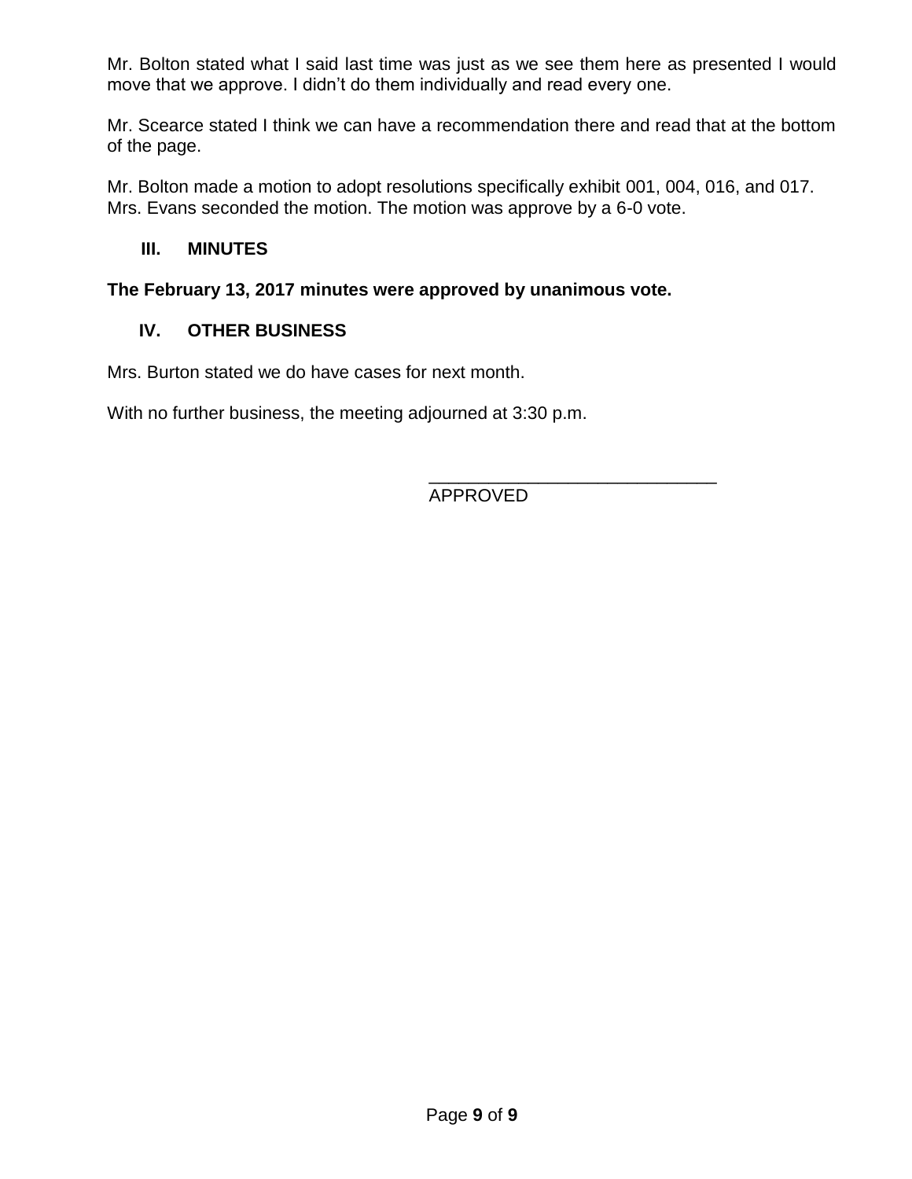Mr. Bolton stated what I said last time was just as we see them here as presented I would move that we approve. I didn't do them individually and read every one.

Mr. Scearce stated I think we can have a recommendation there and read that at the bottom of the page.

Mr. Bolton made a motion to adopt resolutions specifically exhibit 001, 004, 016, and 017. Mrs. Evans seconded the motion. The motion was approve by a 6-0 vote.

## III. MINUTES

**The February 13, 2017 minutes were approved by unanimous vote.**

## IV. OTHER BUSINESS

Mrs. Burton stated we do have cases for next month.

With no further business, the meeting adjourned at 3:30 p.m.

\_\_\_\_\_\_\_\_\_\_\_\_\_\_\_\_\_\_\_\_\_\_\_\_\_\_\_\_\_\_
APPROVED